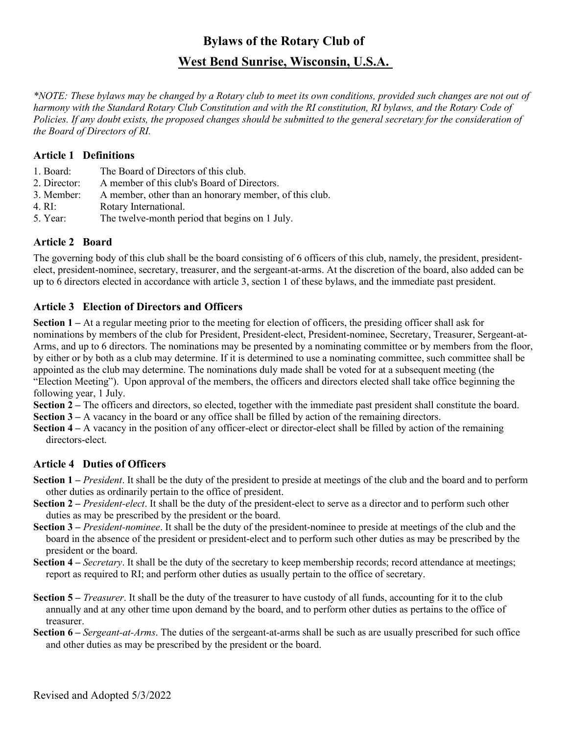# Bylaws of the Rotary Club of

## West Bend Sunrise, Wisconsin, U.S.A.

*\*NOTE: These bylaws may be changed by a Rotary club to meet its own conditions, provided such changes are not out of harmony with the Standard Rotary Club Constitution and with the RI constitution, RI bylaws, and the Rotary Code of Policies. If any doubt exists, the proposed changes should be submitted to the general secretary for the consideration of the Board of Directors of RI.*

### Article 1 Definitions

1. Board: The Board of Directors of this club.
2. Director: A member of this club's Board of Directors.
3. Member: A member, other than an honorary member, of this club.
4. RI: Rotary International.
5. Year: The twelve-month period that begins on 1 July.

### Article 2 Board

The governing body of this club shall be the board consisting of 6 officers of this club, namely, the president, president-elect, president-nominee, secretary, treasurer, and the sergeant-at-arms. At the discretion of the board, also added can be up to 6 directors elected in accordance with article 3, section 1 of these bylaws, and the immediate past president.

### Article 3 Election of Directors and Officers

**Section 1 –** At a regular meeting prior to the meeting for election of officers, the presiding officer shall ask for nominations by members of the club for President, President-elect, President-nominee, Secretary, Treasurer, Sergeant-at-Arms, and up to 6 directors. The nominations may be presented by a nominating committee or by members from the floor, by either or by both as a club may determine. If it is determined to use a nominating committee, such committee shall be appointed as the club may determine. The nominations duly made shall be voted for at a subsequent meeting (the "Election Meeting"). Upon approval of the members, the officers and directors elected shall take office beginning the following year, 1 July.

**Section 2 –** The officers and directors, so elected, together with the immediate past president shall constitute the board.

**Section 3 –** A vacancy in the board or any office shall be filled by action of the remaining directors.

**Section 4 –** A vacancy in the position of any officer-elect or director-elect shall be filled by action of the remaining directors-elect.

### Article 4 Duties of Officers

**Section 1 –** *President*. It shall be the duty of the president to preside at meetings of the club and the board and to perform other duties as ordinarily pertain to the office of president.

**Section 2 –** *President-elect*. It shall be the duty of the president-elect to serve as a director and to perform such other duties as may be prescribed by the president or the board.

**Section 3 –** *President-nominee*. It shall be the duty of the president-nominee to preside at meetings of the club and the board in the absence of the president or president-elect and to perform such other duties as may be prescribed by the president or the board.

**Section 4 –** *Secretary*. It shall be the duty of the secretary to keep membership records; record attendance at meetings; report as required to RI; and perform other duties as usually pertain to the office of secretary.

**Section 5 –** *Treasurer*. It shall be the duty of the treasurer to have custody of all funds, accounting for it to the club annually and at any other time upon demand by the board, and to perform other duties as pertains to the office of treasurer.

**Section 6 –** *Sergeant-at-Arms*. The duties of the sergeant-at-arms shall be such as are usually prescribed for such office and other duties as may be prescribed by the president or the board.

Revised and Adopted 5/3/2022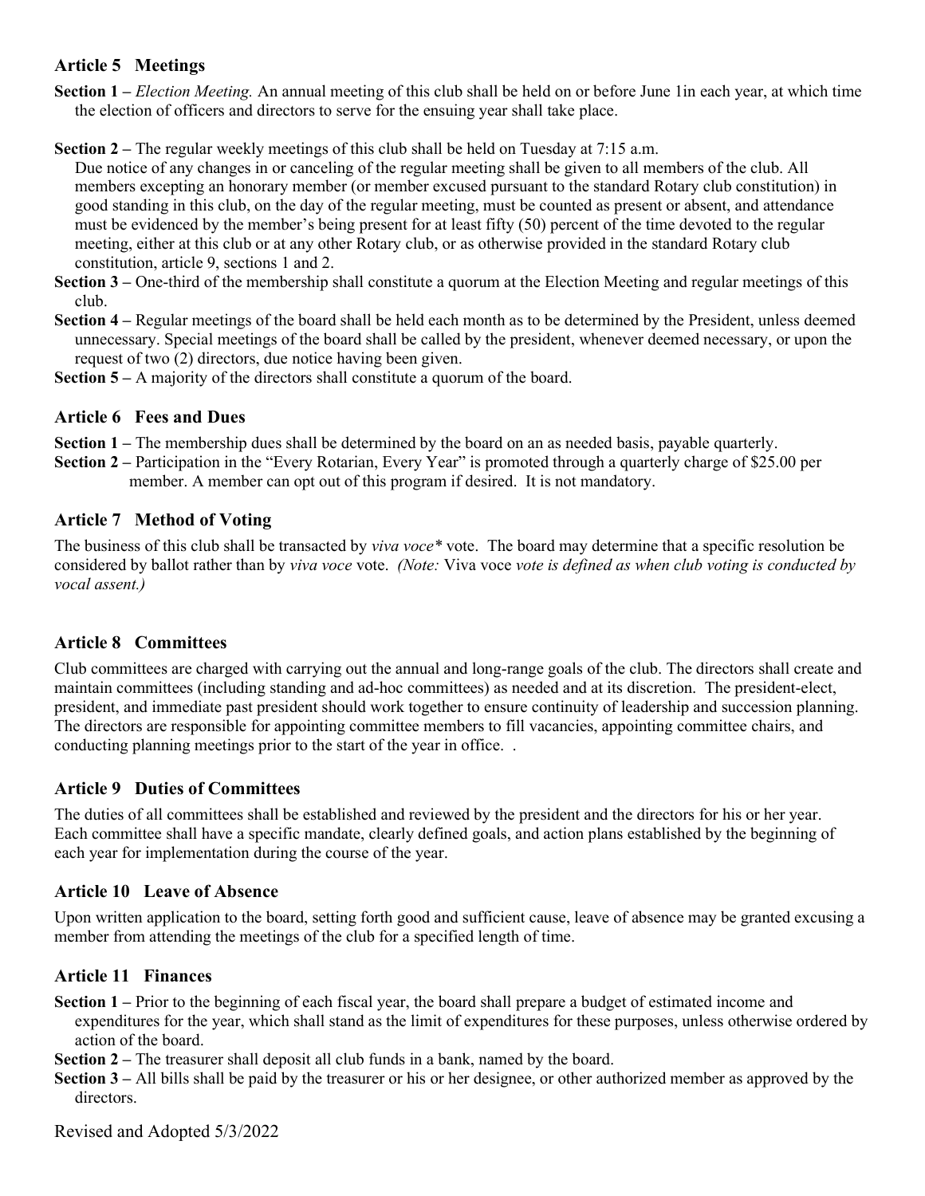## Article 5 Meetings

**Section 1 –** *Election Meeting.* An annual meeting of this club shall be held on or before June 1in each year, at which time the election of officers and directors to serve for the ensuing year shall take place.

**Section 2 –** The regular weekly meetings of this club shall be held on Tuesday at 7:15 a.m.
Due notice of any changes in or canceling of the regular meeting shall be given to all members of the club. All members excepting an honorary member (or member excused pursuant to the standard Rotary club constitution) in good standing in this club, on the day of the regular meeting, must be counted as present or absent, and attendance must be evidenced by the member's being present for at least fifty (50) percent of the time devoted to the regular meeting, either at this club or at any other Rotary club, or as otherwise provided in the standard Rotary club constitution, article 9, sections 1 and 2.

**Section 3 –** One-third of the membership shall constitute a quorum at the Election Meeting and regular meetings of this club.

**Section 4 –** Regular meetings of the board shall be held each month as to be determined by the President, unless deemed unnecessary. Special meetings of the board shall be called by the president, whenever deemed necessary, or upon the request of two (2) directors, due notice having been given.

**Section 5 –** A majority of the directors shall constitute a quorum of the board.

## Article 6 Fees and Dues

**Section 1 –** The membership dues shall be determined by the board on an as needed basis, payable quarterly.

**Section 2 –** Participation in the "Every Rotarian, Every Year" is promoted through a quarterly charge of $25.00 per member. A member can opt out of this program if desired. It is not mandatory.

## Article 7 Method of Voting

The business of this club shall be transacted by *viva voce** vote. The board may determine that a specific resolution be considered by ballot rather than by *viva voce* vote. *(Note:* Viva voce *vote is defined as when club voting is conducted by vocal assent.)*

## Article 8 Committees

Club committees are charged with carrying out the annual and long-range goals of the club. The directors shall create and maintain committees (including standing and ad-hoc committees) as needed and at its discretion. The president-elect, president, and immediate past president should work together to ensure continuity of leadership and succession planning. The directors are responsible for appointing committee members to fill vacancies, appointing committee chairs, and conducting planning meetings prior to the start of the year in office. .

## Article 9 Duties of Committees

The duties of all committees shall be established and reviewed by the president and the directors for his or her year. Each committee shall have a specific mandate, clearly defined goals, and action plans established by the beginning of each year for implementation during the course of the year.

## Article 10 Leave of Absence

Upon written application to the board, setting forth good and sufficient cause, leave of absence may be granted excusing a member from attending the meetings of the club for a specified length of time.

## Article 11 Finances

**Section 1 –** Prior to the beginning of each fiscal year, the board shall prepare a budget of estimated income and expenditures for the year, which shall stand as the limit of expenditures for these purposes, unless otherwise ordered by action of the board.

**Section 2 –** The treasurer shall deposit all club funds in a bank, named by the board.

**Section 3 –** All bills shall be paid by the treasurer or his or her designee, or other authorized member as approved by the directors.

Revised and Adopted 5/3/2022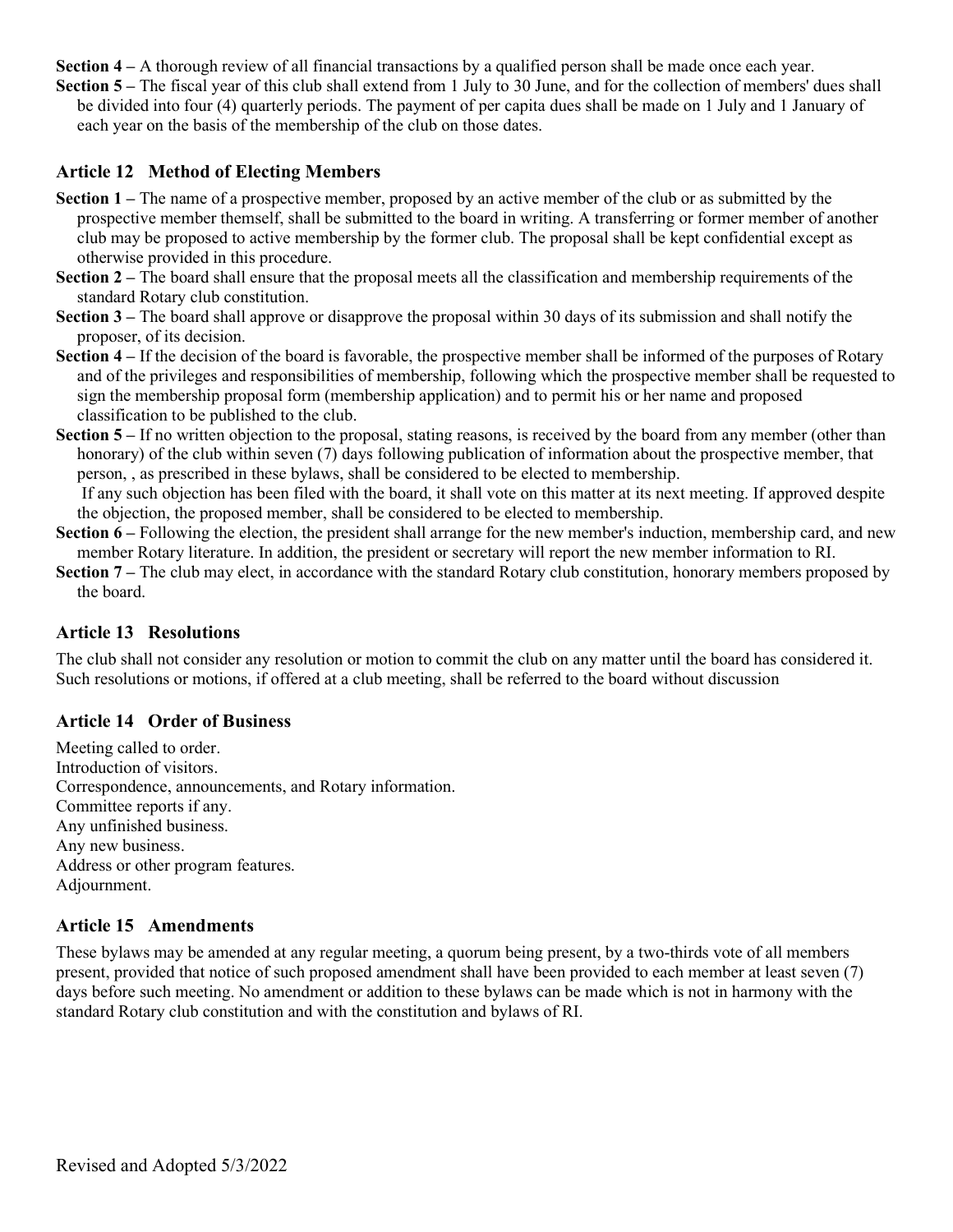**Section 4 –** A thorough review of all financial transactions by a qualified person shall be made once each year.

**Section 5 –** The fiscal year of this club shall extend from 1 July to 30 June, and for the collection of members' dues shall be divided into four (4) quarterly periods. The payment of per capita dues shall be made on 1 July and 1 January of each year on the basis of the membership of the club on those dates.

## Article 12 Method of Electing Members

**Section 1 –** The name of a prospective member, proposed by an active member of the club or as submitted by the prospective member themself, shall be submitted to the board in writing. A transferring or former member of another club may be proposed to active membership by the former club. The proposal shall be kept confidential except as otherwise provided in this procedure.

**Section 2 –** The board shall ensure that the proposal meets all the classification and membership requirements of the standard Rotary club constitution.

**Section 3 –** The board shall approve or disapprove the proposal within 30 days of its submission and shall notify the proposer, of its decision.

**Section 4 –** If the decision of the board is favorable, the prospective member shall be informed of the purposes of Rotary and of the privileges and responsibilities of membership, following which the prospective member shall be requested to sign the membership proposal form (membership application) and to permit his or her name and proposed classification to be published to the club.

**Section 5 –** If no written objection to the proposal, stating reasons, is received by the board from any member (other than honorary) of the club within seven (7) days following publication of information about the prospective member, that person, , as prescribed in these bylaws, shall be considered to be elected to membership.

If any such objection has been filed with the board, it shall vote on this matter at its next meeting. If approved despite the objection, the proposed member, shall be considered to be elected to membership.

**Section 6 –** Following the election, the president shall arrange for the new member's induction, membership card, and new member Rotary literature. In addition, the president or secretary will report the new member information to RI.

**Section 7 –** The club may elect, in accordance with the standard Rotary club constitution, honorary members proposed by the board.

## Article 13 Resolutions

The club shall not consider any resolution or motion to commit the club on any matter until the board has considered it. Such resolutions or motions, if offered at a club meeting, shall be referred to the board without discussion

## Article 14 Order of Business

Meeting called to order.
Introduction of visitors.
Correspondence, announcements, and Rotary information.
Committee reports if any.
Any unfinished business.
Any new business.
Address or other program features.
Adjournment.

## Article 15 Amendments

These bylaws may be amended at any regular meeting, a quorum being present, by a two-thirds vote of all members present, provided that notice of such proposed amendment shall have been provided to each member at least seven (7) days before such meeting. No amendment or addition to these bylaws can be made which is not in harmony with the standard Rotary club constitution and with the constitution and bylaws of RI.

Revised and Adopted 5/3/2022